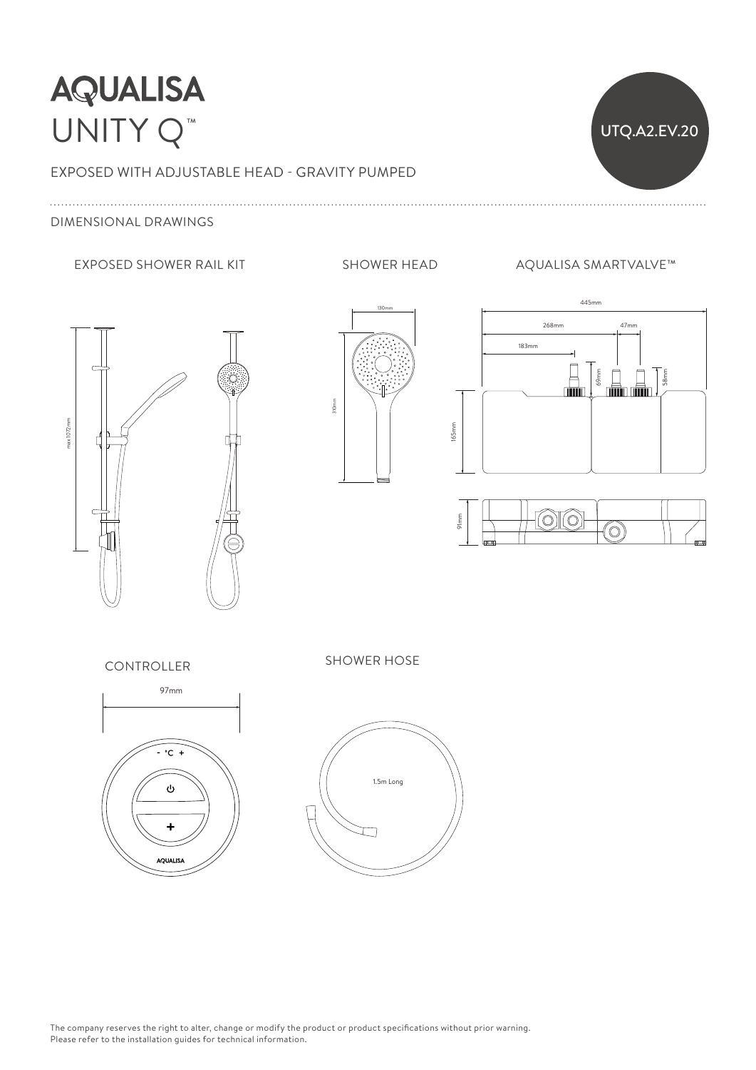# AQUALISA

# UNITY Q™

UTQ.A2.EV.20

EXPOSED WITH ADJUSTABLE HEAD - GRAVITY PUMPED

DIMENSIONAL DRAWINGS

EXPOSED SHOWER RAIL KIT

max 1072mm

SHOWER HEAD

130mm

310mm

AQUALISA SMARTVALVE™

445mm

268mm

47mm

183mm

69mm

58mm

165mm

91mm

CONTROLLER

97mm

- °C +

AQUALISA

SHOWER HOSE

1.5m Long

The company reserves the right to alter, change or modify the product or product specifications without prior warning.
Please refer to the installation guides for technical information.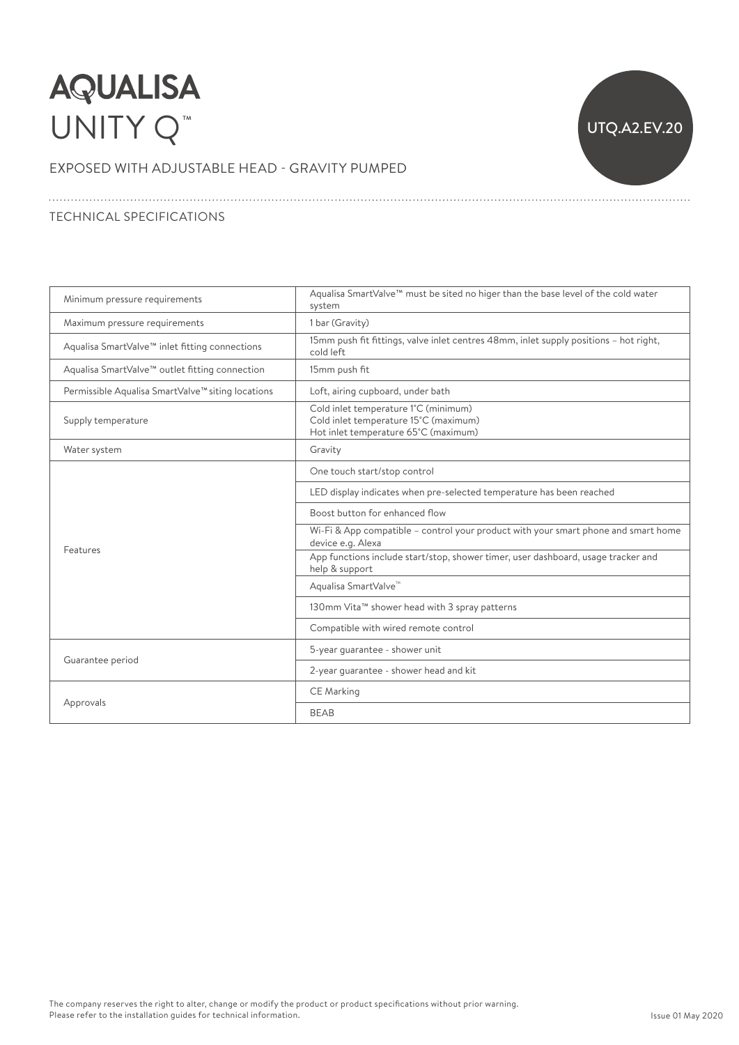# AQUALISA

# UNITY Q™

UTQ.A2.EV.20

## EXPOSED WITH ADJUSTABLE HEAD - GRAVITY PUMPED

### TECHNICAL SPECIFICATIONS

| | |
|---|---|
| Minimum pressure requirements | Aqualisa SmartValve™ must be sited no higer than the base level of the cold water system |
| Maximum pressure requirements | 1 bar (Gravity) |
| Aqualisa SmartValve™ inlet fitting connections | 15mm push fit fittings, valve inlet centres 48mm, inlet supply positions – hot right, cold left |
| Aqualisa SmartValve™ outlet fitting connection | 15mm push fit |
| Permissible Aqualisa SmartValve™ siting locations | Loft, airing cupboard, under bath |
| Supply temperature | Cold inlet temperature 1°C (minimum)<br>Cold inlet temperature 15°C (maximum)<br>Hot inlet temperature 65°C (maximum) |
| Water system | Gravity |
| Features | One touch start/stop control |
| | LED display indicates when pre-selected temperature has been reached |
| | Boost button for enhanced flow |
| | Wi-Fi & App compatible – control your product with your smart phone and smart home device e.g. Alexa |
| | App functions include start/stop, shower timer, user dashboard, usage tracker and help & support |
| | Aqualisa SmartValve™ |
| | 130mm Vita™ shower head with 3 spray patterns |
| | Compatible with wired remote control |
| Guarantee period | 5-year guarantee - shower unit |
| | 2-year guarantee - shower head and kit |
| Approvals | CE Marking |
| | BEAB |

The company reserves the right to alter, change or modify the product or product specifications without prior warning.
Please refer to the installation guides for technical information.

Issue 01 May 2020